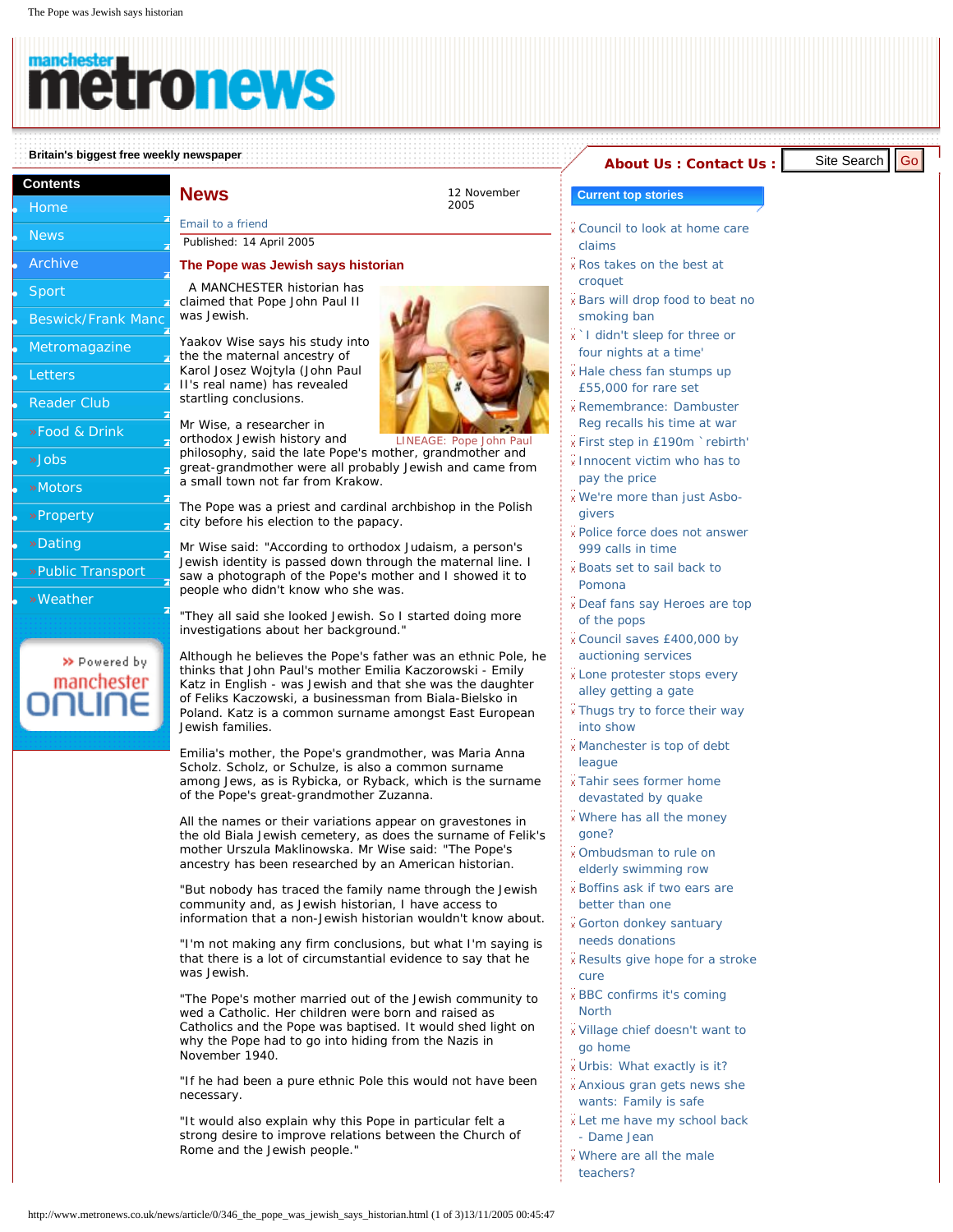manchester metronews

Britain's biggest free weekly newspaper

About Us : Contact Us :

**Contents**

- Home
- News
- Archive
- Sport
- Beswick/Frank Manc
- Metromagazine
- Letters
- Reader Club
- Food & Drink
- Jobs
- Motors
- Property
- Dating
- Public Transport
- Weather

Powered by manchester online

# News

12 November 2005

Email to a friend

Published: 14 April 2005

## The Pope was Jewish says historian

A MANCHESTER historian has claimed that Pope John Paul II was Jewish.

Yaakov Wise says his study into the the maternal ancestry of Karol Josez Wojtyla (John Paul II's real name) has revealed startling conclusions.

LINEAGE: Pope John Paul

Mr Wise, a researcher in orthodox Jewish history and philosophy, said the late Pope's mother, grandmother and great-grandmother were all probably Jewish and came from a small town not far from Krakow.

The Pope was a priest and cardinal archbishop in the Polish city before his election to the papacy.

Mr Wise said: "According to orthodox Judaism, a person's Jewish identity is passed down through the maternal line. I saw a photograph of the Pope's mother and I showed it to people who didn't know who she was.

"They all said she looked Jewish. So I started doing more investigations about her background."

Although he believes the Pope's father was an ethnic Pole, he thinks that John Paul's mother Emilia Kaczorowski - Emily Katz in English - was Jewish and that she was the daughter of Feliks Kaczowski, a businessman from Biala-Bielsko in Poland. Katz is a common surname amongst East European Jewish families.

Emilia's mother, the Pope's grandmother, was Maria Anna Scholz. Scholz, or Schulze, is also a common surname among Jews, as is Rybicka, or Ryback, which is the surname of the Pope's great-grandmother Zuzanna.

All the names or their variations appear on gravestones in the old Biala Jewish cemetery, as does the surname of Felik's mother Urszula Maklinowska. Mr Wise said: "The Pope's ancestry has been researched by an American historian.

"But nobody has traced the family name through the Jewish community and, as Jewish historian, I have access to information that a non-Jewish historian wouldn't know about.

"I'm not making any firm conclusions, but what I'm saying is that there is a lot of circumstantial evidence to say that he was Jewish.

"The Pope's mother married out of the Jewish community to wed a Catholic. Her children were born and raised as Catholics and the Pope was baptised. It would shed light on why the Pope had to go into hiding from the Nazis in November 1940.

"If he had been a pure ethnic Pole this would not have been necessary.

"It would also explain why this Pope in particular felt a strong desire to improve relations between the Church of Rome and the Jewish people."

**Current top stories**

- Council to look at home care claims
- Ros takes on the best at croquet
- Bars will drop food to beat no smoking ban
- `I didn't sleep for three or four nights at a time'
- Hale chess fan stumps up £55,000 for rare set
- Remembrance: Dambuster Reg recalls his time at war
- First step in £190m `rebirth'
- Innocent victim who has to pay the price
- We're more than just Asbo-givers
- Police force does not answer 999 calls in time
- Boats set to sail back to Pomona
- Deaf fans say Heroes are top of the pops
- Council saves £400,000 by auctioning services
- Lone protester stops every alley getting a gate
- Thugs try to force their way into show
- Manchester is top of debt league
- Tahir sees former home devastated by quake
- Where has all the money gone?
- Ombudsman to rule on elderly swimming row
- Boffins ask if two ears are better than one
- Gorton donkey santuary needs donations
- Results give hope for a stroke cure
- BBC confirms it's coming North
- Village chief doesn't want to go home
- Urbis: What exactly is it?
- Anxious gran gets news she wants: Family is safe
- Let me have my school back - Dame Jean
- Where are all the male teachers?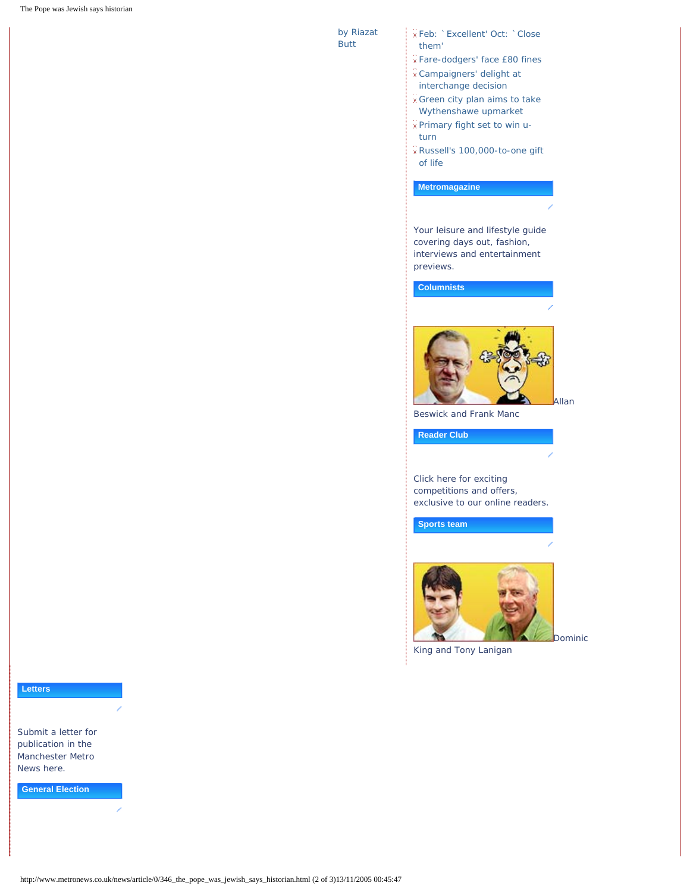by Riazat Butt

- Feb: `Excellent' Oct: `Close them'
- Fare-dodgers' face £80 fines
- Campaigners' delight at interchange decision
- Green city plan aims to take Wythenshawe upmarket
- Primary fight set to win u-turn
- Russell's 100,000-to-one gift of life

**Metromagazine**

Your leisure and lifestyle guide covering days out, fashion, interviews and entertainment previews.

**Columnists**

Allan Beswick and Frank Manc

**Reader Club**

Click here for exciting competitions and offers, exclusive to our online readers.

**Sports team**

Dominic King and Tony Lanigan

**Letters**

Submit a letter for publication in the Manchester Metro News here.

**General Election**